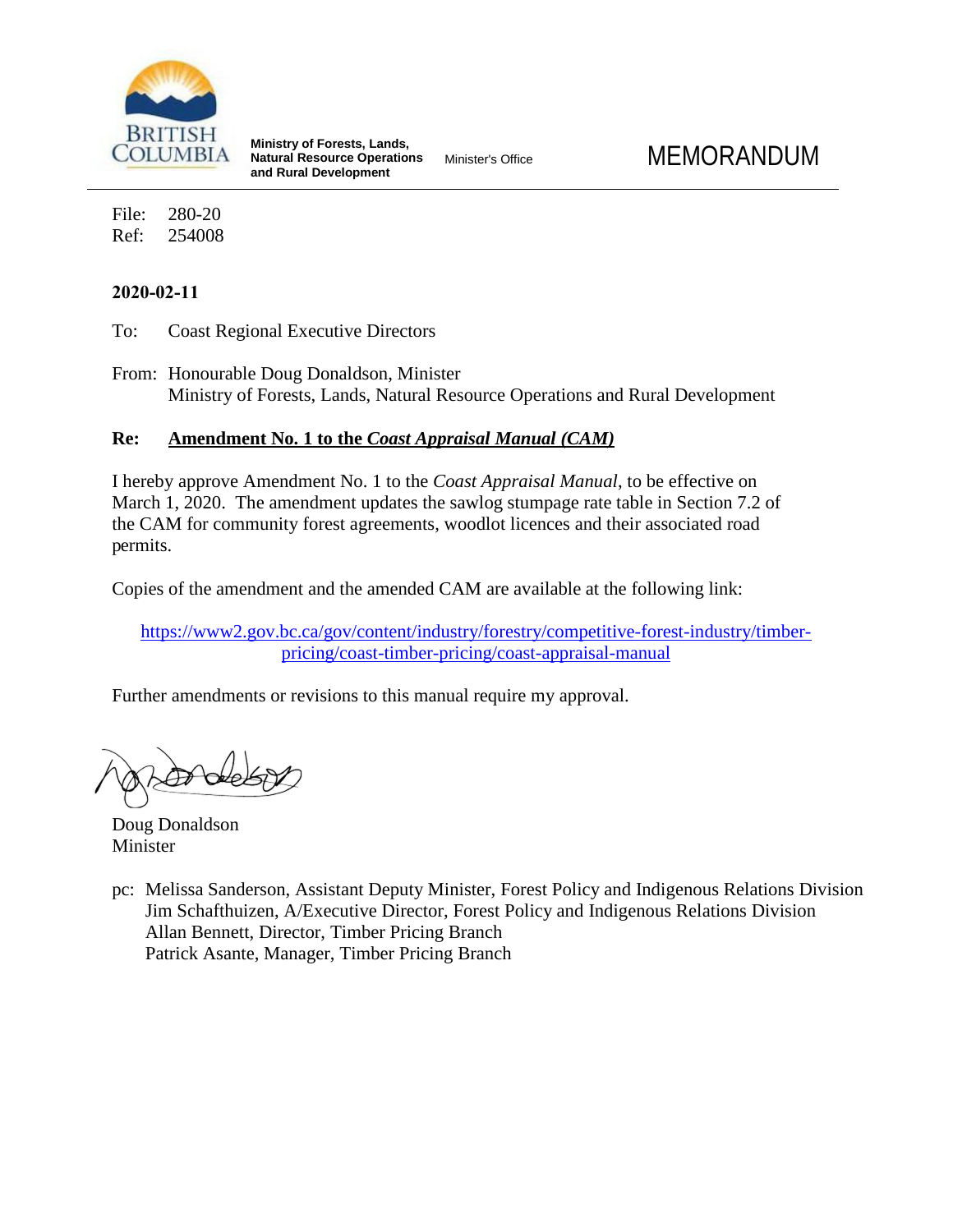BRITISH COLUMBIA

**Ministry of Forests, Lands, Natural Resource Operations and Rural Development**

Minister's Office

# MEMORANDUM

File: 280-20
Ref: 254008

**2020-02-11**

To: Coast Regional Executive Directors

From: Honourable Doug Donaldson, Minister
Ministry of Forests, Lands, Natural Resource Operations and Rural Development

**Re: Amendment No. 1 to the *Coast Appraisal Manual (CAM)***

I hereby approve Amendment No. 1 to the *Coast Appraisal Manual*, to be effective on March 1, 2020. The amendment updates the sawlog stumpage rate table in Section 7.2 of the CAM for community forest agreements, woodlot licences and their associated road permits.

Copies of the amendment and the amended CAM are available at the following link:

https://www2.gov.bc.ca/gov/content/industry/forestry/competitive-forest-industry/timber-pricing/coast-timber-pricing/coast-appraisal-manual

Further amendments or revisions to this manual require my approval.

Doug Donaldson
Minister

pc: Melissa Sanderson, Assistant Deputy Minister, Forest Policy and Indigenous Relations Division
Jim Schafthuizen, A/Executive Director, Forest Policy and Indigenous Relations Division
Allan Bennett, Director, Timber Pricing Branch
Patrick Asante, Manager, Timber Pricing Branch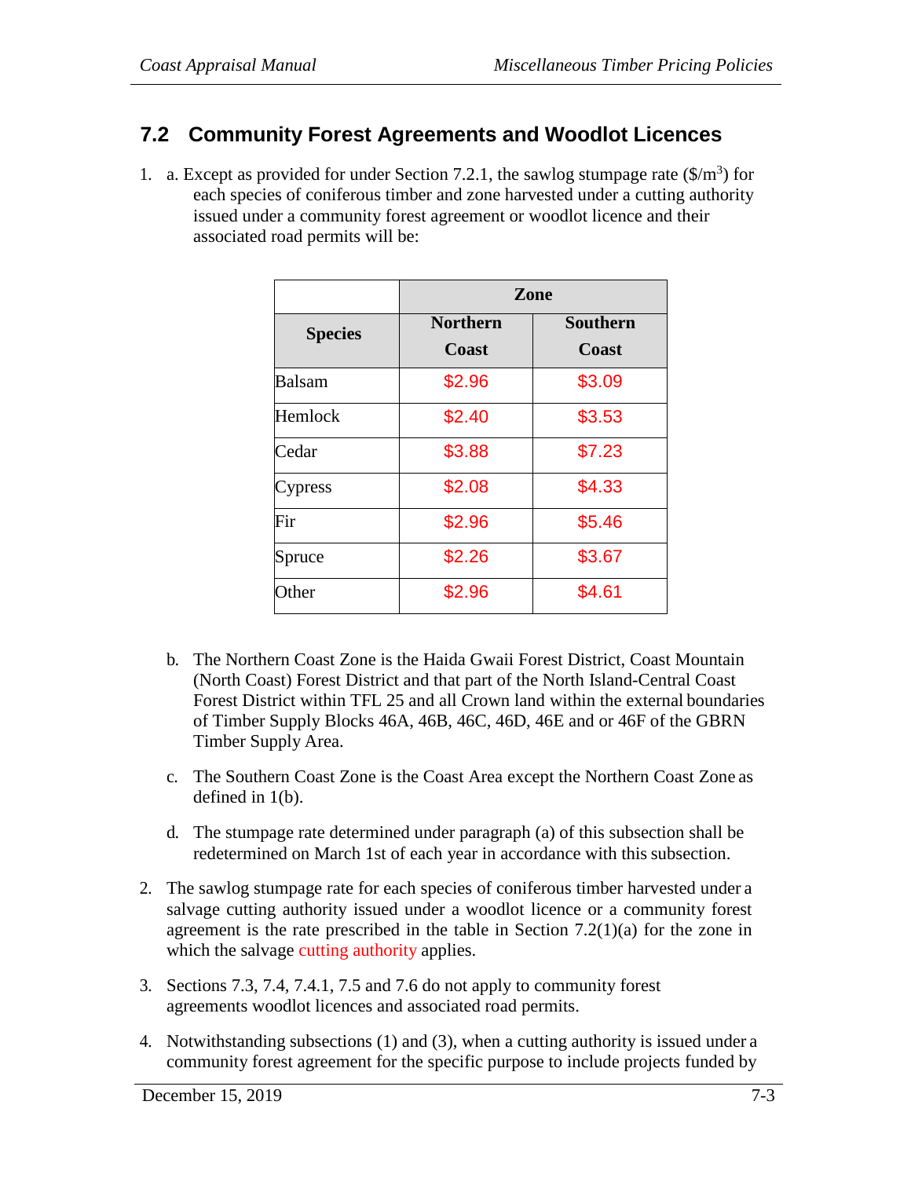## 7.2 Community Forest Agreements and Woodlot Licences

1. a. Except as provided for under Section 7.2.1, the sawlog stumpage rate ($\$/m^3$) for each species of coniferous timber and zone harvested under a cutting authority issued under a community forest agreement or woodlot licence and their associated road permits will be:

| Species | Zone | |
|---|---|---|
| | Northern Coast | Southern Coast |
| Balsam | $2.96 | $3.09 |
| Hemlock | $2.40 | $3.53 |
| Cedar | $3.88 | $7.23 |
| Cypress | $2.08 | $4.33 |
| Fir | $2.96 | $5.46 |
| Spruce | $2.26 | $3.67 |
| Other | $2.96 | $4.61 |

   b. The Northern Coast Zone is the Haida Gwaii Forest District, Coast Mountain (North Coast) Forest District and that part of the North Island-Central Coast Forest District within TFL 25 and all Crown land within the external boundaries of Timber Supply Blocks 46A, 46B, 46C, 46D, 46E and or 46F of the GBRN Timber Supply Area.

   c. The Southern Coast Zone is the Coast Area except the Northern Coast Zone as defined in 1(b).

   d. The stumpage rate determined under paragraph (a) of this subsection shall be redetermined on March 1st of each year in accordance with this subsection.

2. The sawlog stumpage rate for each species of coniferous timber harvested under a salvage cutting authority issued under a woodlot licence or a community forest agreement is the rate prescribed in the table in Section 7.2(1)(a) for the zone in which the salvage cutting authority applies.

3. Sections 7.3, 7.4, 7.4.1, 7.5 and 7.6 do not apply to community forest agreements woodlot licences and associated road permits.

4. Notwithstanding subsections (1) and (3), when a cutting authority is issued under a community forest agreement for the specific purpose to include projects funded by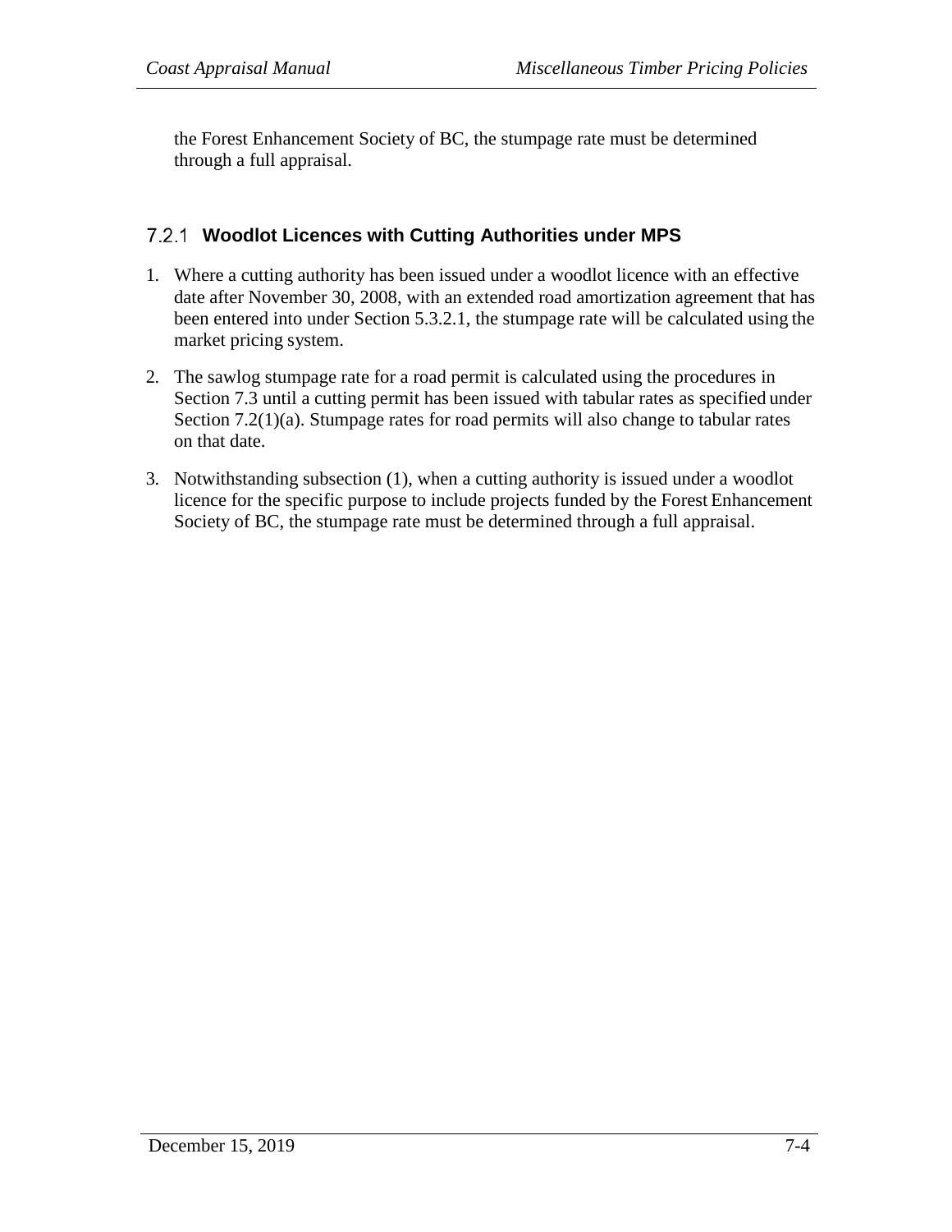the Forest Enhancement Society of BC, the stumpage rate must be determined through a full appraisal.

### 7.2.1 Woodlot Licences with Cutting Authorities under MPS

1. Where a cutting authority has been issued under a woodlot licence with an effective date after November 30, 2008, with an extended road amortization agreement that has been entered into under Section 5.3.2.1, the stumpage rate will be calculated using the market pricing system.

2. The sawlog stumpage rate for a road permit is calculated using the procedures in Section 7.3 until a cutting permit has been issued with tabular rates as specified under Section 7.2(1)(a). Stumpage rates for road permits will also change to tabular rates on that date.

3. Notwithstanding subsection (1), when a cutting authority is issued under a woodlot licence for the specific purpose to include projects funded by the Forest Enhancement Society of BC, the stumpage rate must be determined through a full appraisal.